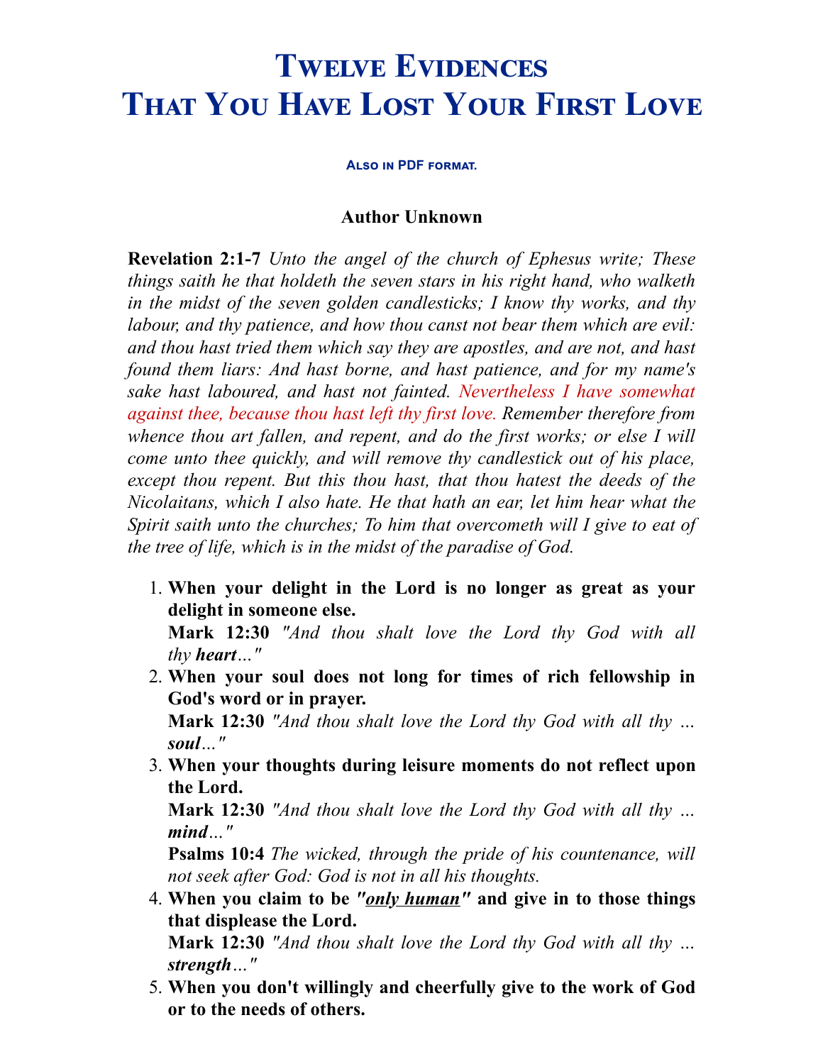# Twelve Evidences That You Have Lost Your First Love

**Also in PDF format.**

**Author Unknown**

**Revelation 2:1-7** *Unto the angel of the church of Ephesus write; These things saith he that holdeth the seven stars in his right hand, who walketh in the midst of the seven golden candlesticks; I know thy works, and thy labour, and thy patience, and how thou canst not bear them which are evil: and thou hast tried them which say they are apostles, and are not, and hast found them liars: And hast borne, and hast patience, and for my name's sake hast laboured, and hast not fainted. Nevertheless I have somewhat against thee, because thou hast left thy first love. Remember therefore from whence thou art fallen, and repent, and do the first works; or else I will come unto thee quickly, and will remove thy candlestick out of his place, except thou repent. But this thou hast, that thou hatest the deeds of the Nicolaitans, which I also hate. He that hath an ear, let him hear what the Spirit saith unto the churches; To him that overcometh will I give to eat of the tree of life, which is in the midst of the paradise of God.*

1. **When your delight in the Lord is no longer as great as your delight in someone else.**
   **Mark 12:30** *"And thou shalt love the Lord thy God with all thy* ***heart****…"*
2. **When your soul does not long for times of rich fellowship in God's word or in prayer.**
   **Mark 12:30** *"And thou shalt love the Lord thy God with all thy …* ***soul****…"*
3. **When your thoughts during leisure moments do not reflect upon the Lord.**
   **Mark 12:30** *"And thou shalt love the Lord thy God with all thy …* ***mind****…"*
   **Psalms 10:4** *The wicked, through the pride of his countenance, will not seek after God: God is not in all his thoughts.*
4. **When you claim to be *"only human"* and give in to those things that displease the Lord.**
   **Mark 12:30** *"And thou shalt love the Lord thy God with all thy …* ***strength****…"*
5. **When you don't willingly and cheerfully give to the work of God or to the needs of others.**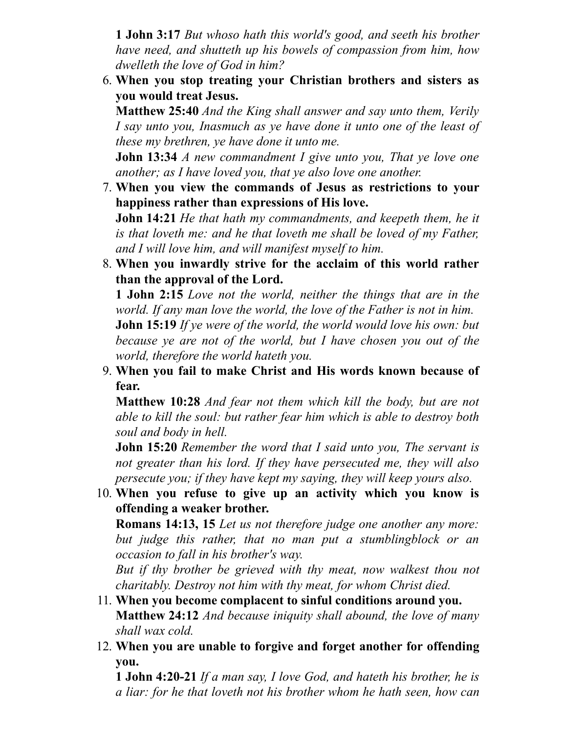**1 John 3:17** *But whoso hath this world's good, and seeth his brother have need, and shutteth up his bowels of compassion from him, how dwelleth the love of God in him?*

6. **When you stop treating your Christian brothers and sisters as you would treat Jesus.**
   **Matthew 25:40** *And the King shall answer and say unto them, Verily I say unto you, Inasmuch as ye have done it unto one of the least of these my brethren, ye have done it unto me.*
   **John 13:34** *A new commandment I give unto you, That ye love one another; as I have loved you, that ye also love one another.*
7. **When you view the commands of Jesus as restrictions to your happiness rather than expressions of His love.**
   **John 14:21** *He that hath my commandments, and keepeth them, he it is that loveth me: and he that loveth me shall be loved of my Father, and I will love him, and will manifest myself to him.*
8. **When you inwardly strive for the acclaim of this world rather than the approval of the Lord.**
   **1 John 2:15** *Love not the world, neither the things that are in the world. If any man love the world, the love of the Father is not in him.*
   **John 15:19** *If ye were of the world, the world would love his own: but because ye are not of the world, but I have chosen you out of the world, therefore the world hateth you.*
9. **When you fail to make Christ and His words known because of fear.**
   **Matthew 10:28** *And fear not them which kill the body, but are not able to kill the soul: but rather fear him which is able to destroy both soul and body in hell.*
   **John 15:20** *Remember the word that I said unto you, The servant is not greater than his lord. If they have persecuted me, they will also persecute you; if they have kept my saying, they will keep yours also.*
10. **When you refuse to give up an activity which you know is offending a weaker brother.**
    **Romans 14:13, 15** *Let us not therefore judge one another any more: but judge this rather, that no man put a stumblingblock or an occasion to fall in his brother's way.*
    *But if thy brother be grieved with thy meat, now walkest thou not charitably. Destroy not him with thy meat, for whom Christ died.*
11. **When you become complacent to sinful conditions around you.**
    **Matthew 24:12** *And because iniquity shall abound, the love of many shall wax cold.*
12. **When you are unable to forgive and forget another for offending you.**
    **1 John 4:20-21** *If a man say, I love God, and hateth his brother, he is a liar: for he that loveth not his brother whom he hath seen, how can*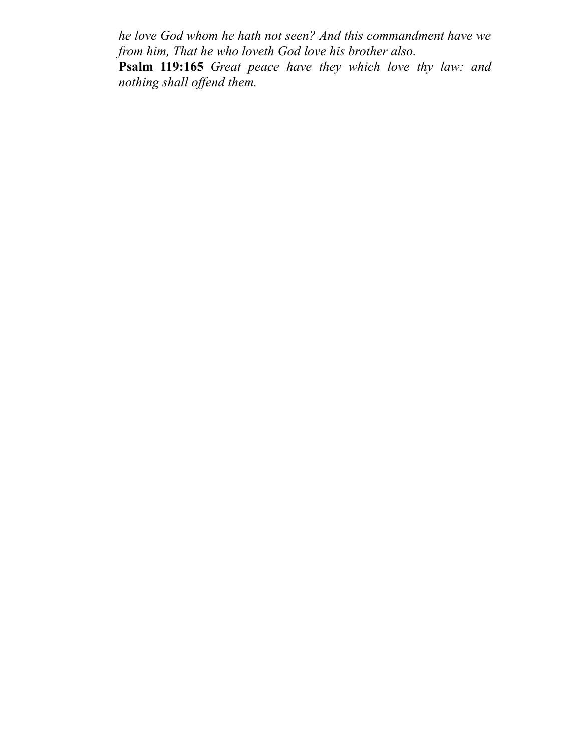*he love God whom he hath not seen? And this commandment have we from him, That he who loveth God love his brother also.*

**Psalm 119:165** *Great peace have they which love thy law: and nothing shall offend them.*